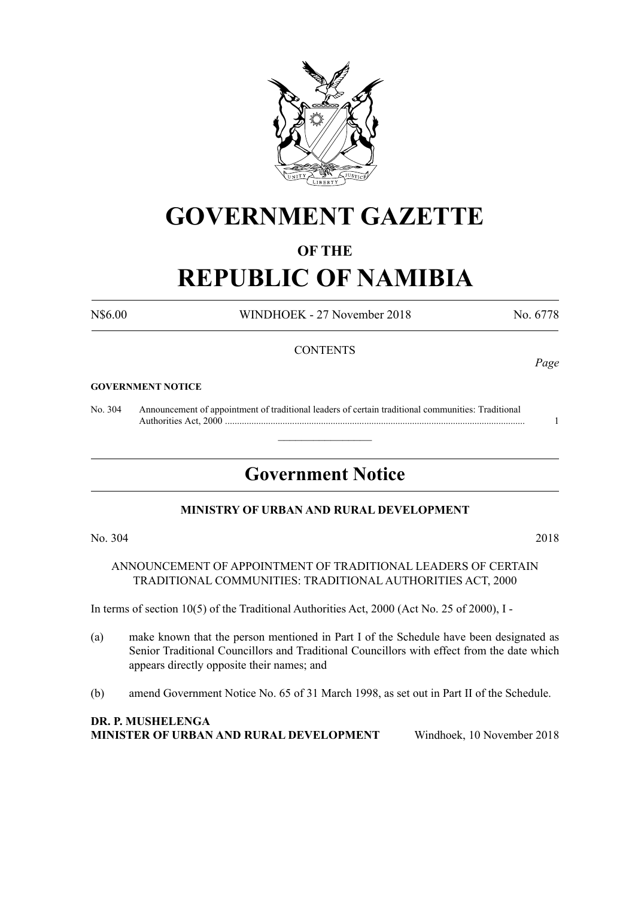# GOVERNMENT GAZETTE

## OF THE

# REPUBLIC OF NAMIBIA

N$6.00 WINDHOEK - 27 November 2018 No. 6778

CONTENTS

*Page*

**GOVERNMENT NOTICE**

No. 304 Announcement of appointment of traditional leaders of certain traditional communities: Traditional Authorities Act, 2000 ............................................................................................................................ 1

---

## Government Notice

**MINISTRY OF URBAN AND RURAL DEVELOPMENT**

No. 304 2018

ANNOUNCEMENT OF APPOINTMENT OF TRADITIONAL LEADERS OF CERTAIN TRADITIONAL COMMUNITIES: TRADITIONAL AUTHORITIES ACT, 2000

In terms of section 10(5) of the Traditional Authorities Act, 2000 (Act No. 25 of 2000), I -

(a) make known that the person mentioned in Part I of the Schedule have been designated as Senior Traditional Councillors and Traditional Councillors with effect from the date which appears directly opposite their names; and

(b) amend Government Notice No. 65 of 31 March 1998, as set out in Part II of the Schedule.

**DR. P. MUSHELENGA**
**MINISTER OF URBAN AND RURAL DEVELOPMENT** Windhoek, 10 November 2018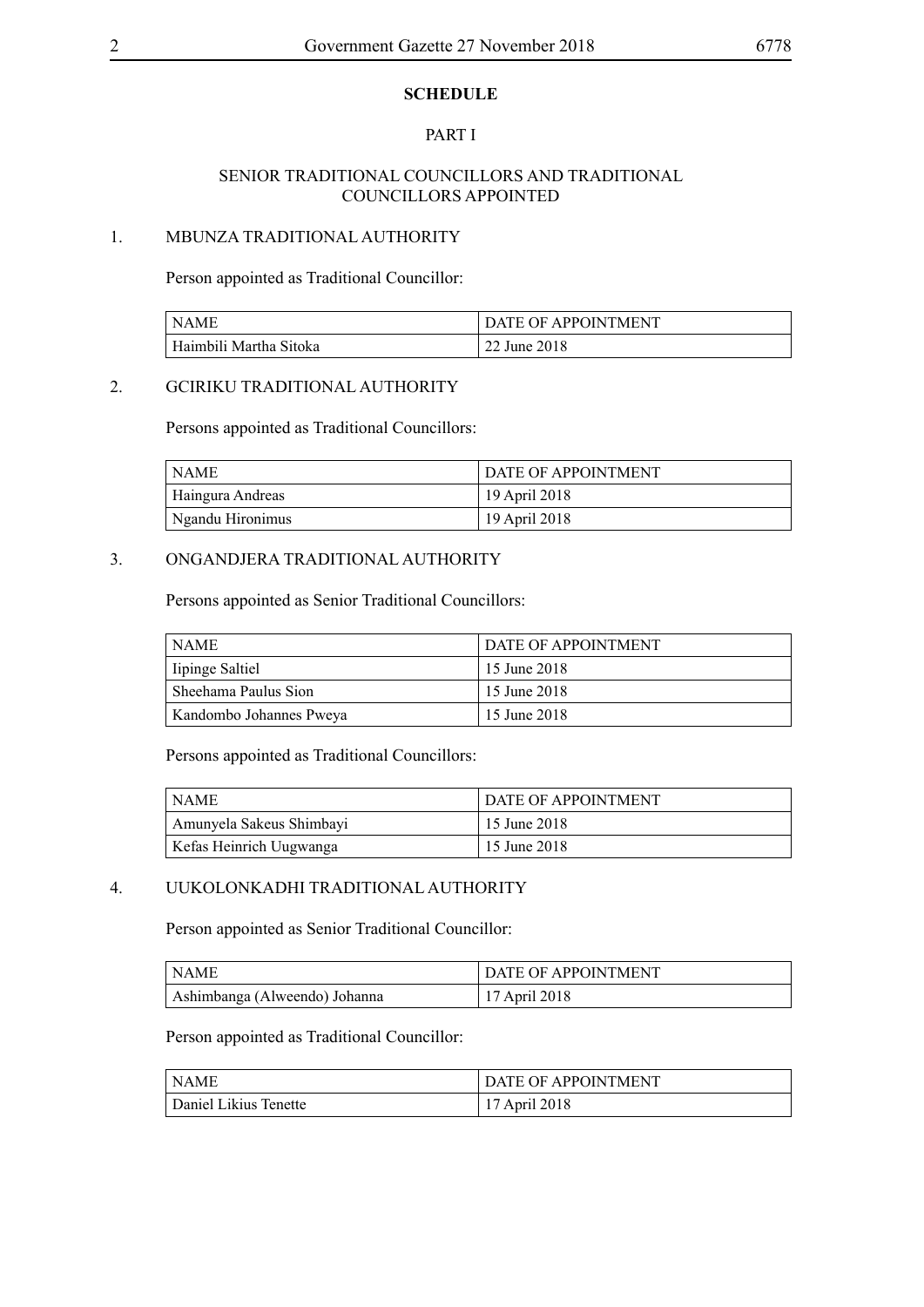**SCHEDULE**

PART I

SENIOR TRADITIONAL COUNCILLORS AND TRADITIONAL COUNCILLORS APPOINTED

1. MBUNZA TRADITIONAL AUTHORITY

Person appointed as Traditional Councillor:

| NAME | DATE OF APPOINTMENT |
|---|---|
| Haimbili Martha Sitoka | 22 June 2018 |

2. GCIRIKU TRADITIONAL AUTHORITY

Persons appointed as Traditional Councillors:

| NAME | DATE OF APPOINTMENT |
|---|---|
| Haingura Andreas | 19 April 2018 |
| Ngandu Hironimus | 19 April 2018 |

3. ONGANDJERA TRADITIONAL AUTHORITY

Persons appointed as Senior Traditional Councillors:

| NAME | DATE OF APPOINTMENT |
|---|---|
| Iipinge Saltiel | 15 June 2018 |
| Sheehama Paulus Sion | 15 June 2018 |
| Kandombo Johannes Pweya | 15 June 2018 |

Persons appointed as Traditional Councillors:

| NAME | DATE OF APPOINTMENT |
|---|---|
| Amunyela Sakeus Shimbayi | 15 June 2018 |
| Kefas Heinrich Uugwanga | 15 June 2018 |

4. UUKOLONKADHI TRADITIONAL AUTHORITY

Person appointed as Senior Traditional Councillor:

| NAME | DATE OF APPOINTMENT |
|---|---|
| Ashimbanga (Alweendo) Johanna | 17 April 2018 |

Person appointed as Traditional Councillor:

| NAME | DATE OF APPOINTMENT |
|---|---|
| Daniel Likius Tenette | 17 April 2018 |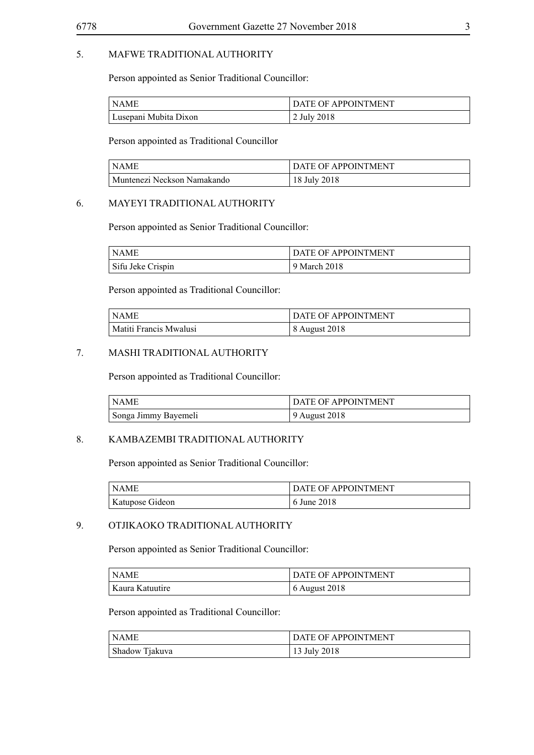5. MAFWE TRADITIONAL AUTHORITY

Person appointed as Senior Traditional Councillor:

| NAME | DATE OF APPOINTMENT |
|---|---|
| Lusepani Mubita Dixon | 2 July 2018 |

Person appointed as Traditional Councillor

| NAME | DATE OF APPOINTMENT |
|---|---|
| Muntenezi Neckson Namakando | 18 July 2018 |

6. MAYEYI TRADITIONAL AUTHORITY

Person appointed as Senior Traditional Councillor:

| NAME | DATE OF APPOINTMENT |
|---|---|
| Sifu Jeke Crispin | 9 March 2018 |

Person appointed as Traditional Councillor:

| NAME | DATE OF APPOINTMENT |
|---|---|
| Matiti Francis Mwalusi | 8 August 2018 |

7. MASHI TRADITIONAL AUTHORITY

Person appointed as Traditional Councillor:

| NAME | DATE OF APPOINTMENT |
|---|---|
| Songa Jimmy Bayemeli | 9 August 2018 |

8. KAMBAZEMBI TRADITIONAL AUTHORITY

Person appointed as Senior Traditional Councillor:

| NAME | DATE OF APPOINTMENT |
|---|---|
| Katupose Gideon | 6 June 2018 |

9. OTJIKAOKO TRADITIONAL AUTHORITY

Person appointed as Senior Traditional Councillor:

| NAME | DATE OF APPOINTMENT |
|---|---|
| Kaura Katuutire | 6 August 2018 |

Person appointed as Traditional Councillor:

| NAME | DATE OF APPOINTMENT |
|---|---|
| Shadow Tjakuva | 13 July 2018 |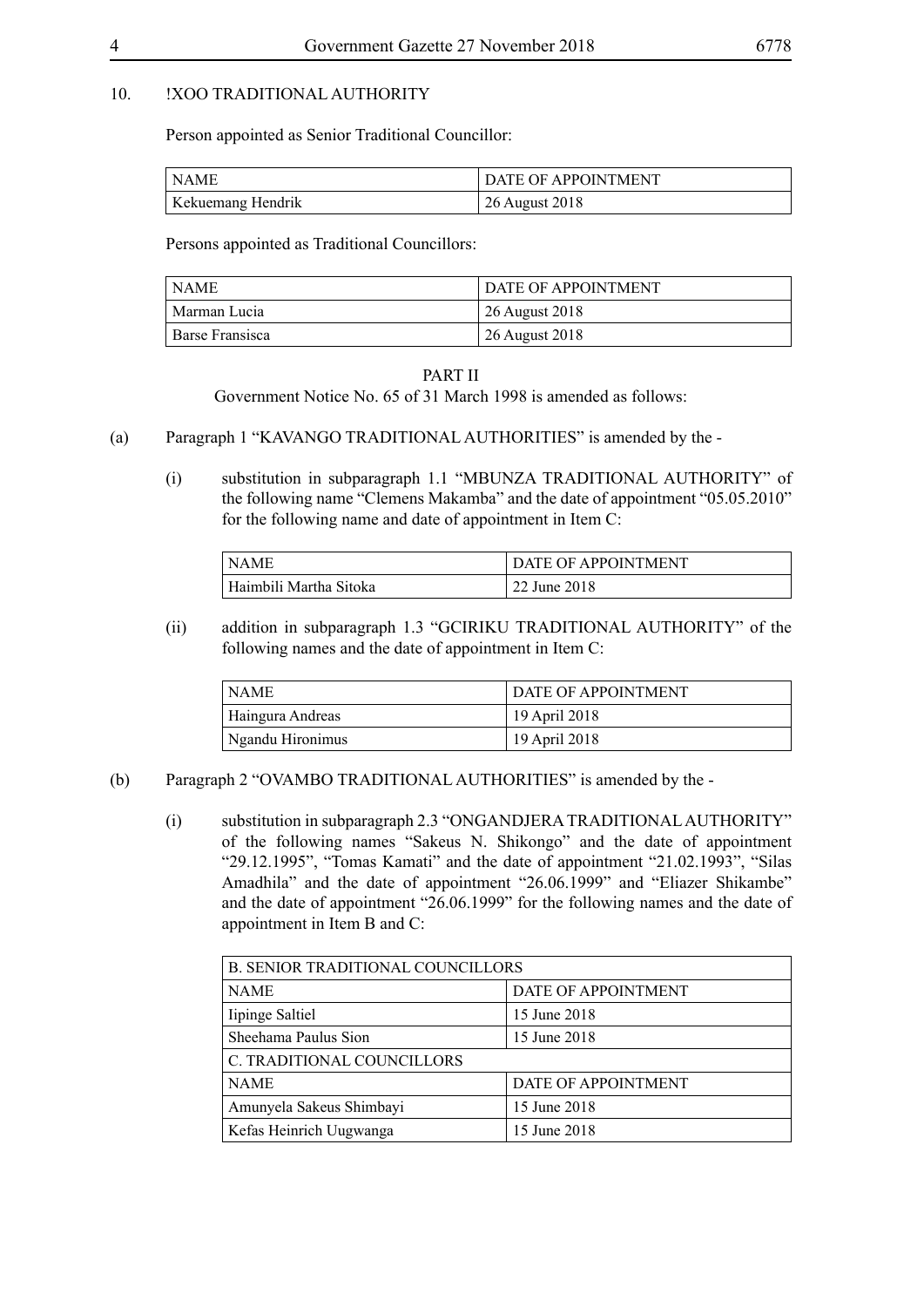10. !XOO TRADITIONAL AUTHORITY

Person appointed as Senior Traditional Councillor:

| NAME | DATE OF APPOINTMENT |
|---|---|
| Kekuemang Hendrik | 26 August 2018 |

Persons appointed as Traditional Councillors:

| NAME | DATE OF APPOINTMENT |
|---|---|
| Marman Lucia | 26 August 2018 |
| Barse Fransisca | 26 August 2018 |

PART II

Government Notice No. 65 of 31 March 1998 is amended as follows:

(a) Paragraph 1 "KAVANGO TRADITIONAL AUTHORITIES" is amended by the -

(i) substitution in subparagraph 1.1 "MBUNZA TRADITIONAL AUTHORITY" of the following name "Clemens Makamba" and the date of appointment "05.05.2010" for the following name and date of appointment in Item C:

| NAME | DATE OF APPOINTMENT |
|---|---|
| Haimbili Martha Sitoka | 22 June 2018 |

(ii) addition in subparagraph 1.3 "GCIRIKU TRADITIONAL AUTHORITY" of the following names and the date of appointment in Item C:

| NAME | DATE OF APPOINTMENT |
|---|---|
| Haingura Andreas | 19 April 2018 |
| Ngandu Hironimus | 19 April 2018 |

(b) Paragraph 2 "OVAMBO TRADITIONAL AUTHORITIES" is amended by the -

(i) substitution in subparagraph 2.3 "ONGANDJERA TRADITIONAL AUTHORITY" of the following names "Sakeus N. Shikongo" and the date of appointment "29.12.1995", "Tomas Kamati" and the date of appointment "21.02.1993", "Silas Amadhila" and the date of appointment "26.06.1999" and "Eliazer Shikambe" and the date of appointment "26.06.1999" for the following names and the date of appointment in Item B and C:

| B. SENIOR TRADITIONAL COUNCILLORS | |
|---|---|
| NAME | DATE OF APPOINTMENT |
| Iipinge Saltiel | 15 June 2018 |
| Sheehama Paulus Sion | 15 June 2018 |
| C. TRADITIONAL COUNCILLORS | |
| NAME | DATE OF APPOINTMENT |
| Amunyela Sakeus Shimbayi | 15 June 2018 |
| Kefas Heinrich Uugwanga | 15 June 2018 |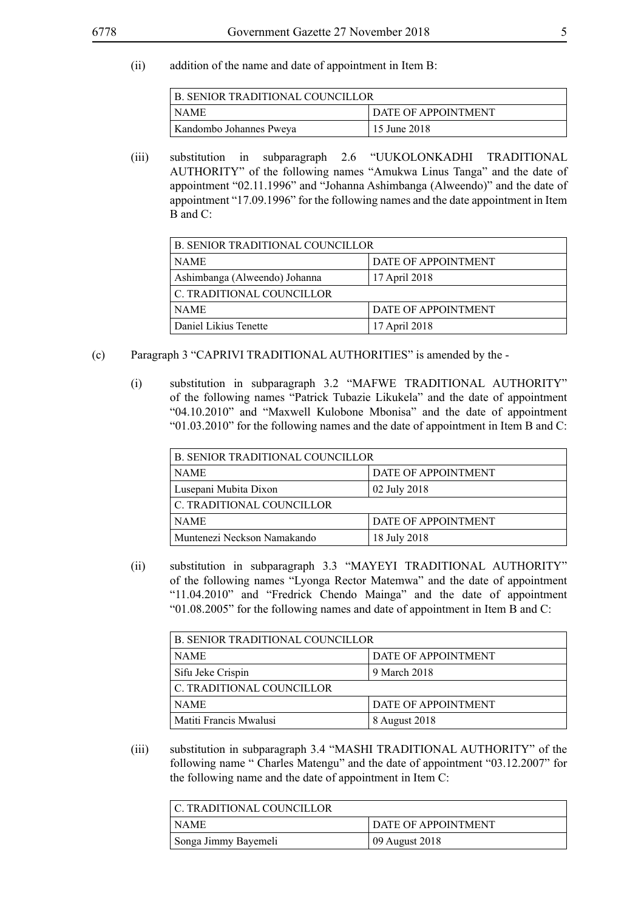(ii) addition of the name and date of appointment in Item B:

| B. SENIOR TRADITIONAL COUNCILLOR | |
|---|---|
| NAME | DATE OF APPOINTMENT |
| Kandombo Johannes Pweya | 15 June 2018 |

(iii) substitution in subparagraph 2.6 "UUKOLONKADHI TRADITIONAL AUTHORITY" of the following names "Amukwa Linus Tanga" and the date of appointment "02.11.1996" and "Johanna Ashimbanga (Alweendo)" and the date of appointment "17.09.1996" for the following names and the date appointment in Item B and C:

| B. SENIOR TRADITIONAL COUNCILLOR | |
|---|---|
| NAME | DATE OF APPOINTMENT |
| Ashimbanga (Alweendo) Johanna | 17 April 2018 |
| C. TRADITIONAL COUNCILLOR | |
| NAME | DATE OF APPOINTMENT |
| Daniel Likius Tenette | 17 April 2018 |

(c) Paragraph 3 "CAPRIVI TRADITIONAL AUTHORITIES" is amended by the -

(i) substitution in subparagraph 3.2 "MAFWE TRADITIONAL AUTHORITY" of the following names "Patrick Tubazie Likukela" and the date of appointment "04.10.2010" and "Maxwell Kulobone Mbonisa" and the date of appointment "01.03.2010" for the following names and the date of appointment in Item B and C:

| B. SENIOR TRADITIONAL COUNCILLOR | |
|---|---|
| NAME | DATE OF APPOINTMENT |
| Lusepani Mubita Dixon | 02 July 2018 |
| C. TRADITIONAL COUNCILLOR | |
| NAME | DATE OF APPOINTMENT |
| Muntenezi Neckson Namakando | 18 July 2018 |

(ii) substitution in subparagraph 3.3 "MAYEYI TRADITIONAL AUTHORITY" of the following names "Lyonga Rector Matemwa" and the date of appointment "11.04.2010" and "Fredrick Chendo Mainga" and the date of appointment "01.08.2005" for the following names and date of appointment in Item B and C:

| B. SENIOR TRADITIONAL COUNCILLOR | |
|---|---|
| NAME | DATE OF APPOINTMENT |
| Sifu Jeke Crispin | 9 March 2018 |
| C. TRADITIONAL COUNCILLOR | |
| NAME | DATE OF APPOINTMENT |
| Matiti Francis Mwalusi | 8 August 2018 |

(iii) substitution in subparagraph 3.4 "MASHI TRADITIONAL AUTHORITY" of the following name " Charles Matengu" and the date of appointment "03.12.2007" for the following name and the date of appointment in Item C:

| C. TRADITIONAL COUNCILLOR | |
|---|---|
| NAME | DATE OF APPOINTMENT |
| Songa Jimmy Bayemeli | 09 August 2018 |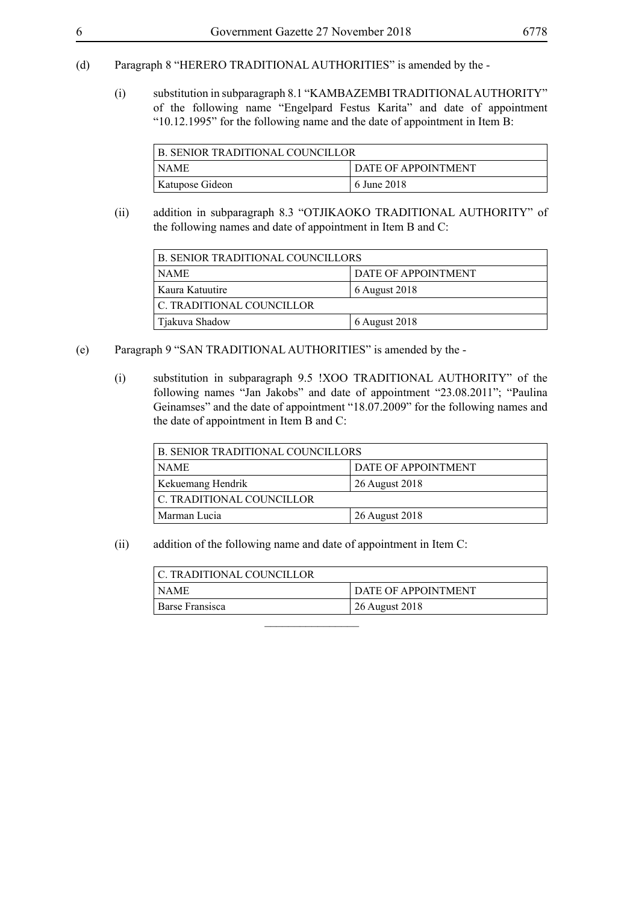(d) Paragraph 8 "HERERO TRADITIONAL AUTHORITIES" is amended by the -

(i) substitution in subparagraph 8.1 "KAMBAZEMBI TRADITIONAL AUTHORITY" of the following name "Engelpard Festus Karita" and date of appointment "10.12.1995" for the following name and the date of appointment in Item B:

| B. SENIOR TRADITIONAL COUNCILLOR | |
|---|---|
| NAME | DATE OF APPOINTMENT |
| Katupose Gideon | 6 June 2018 |

(ii) addition in subparagraph 8.3 "OTJIKAOKO TRADITIONAL AUTHORITY" of the following names and date of appointment in Item B and C:

| B. SENIOR TRADITIONAL COUNCILLORS | |
|---|---|
| NAME | DATE OF APPOINTMENT |
| Kaura Katuutire | 6 August 2018 |
| C. TRADITIONAL COUNCILLOR | |
| Tjakuva Shadow | 6 August 2018 |

(e) Paragraph 9 "SAN TRADITIONAL AUTHORITIES" is amended by the -

(i) substitution in subparagraph 9.5 !XOO TRADITIONAL AUTHORITY" of the following names "Jan Jakobs" and date of appointment "23.08.2011"; "Paulina Geinamses" and the date of appointment "18.07.2009" for the following names and the date of appointment in Item B and C:

| B. SENIOR TRADITIONAL COUNCILLORS | |
|---|---|
| NAME | DATE OF APPOINTMENT |
| Kekuemang Hendrik | 26 August 2018 |
| C. TRADITIONAL COUNCILLOR | |
| Marman Lucia | 26 August 2018 |

(ii) addition of the following name and date of appointment in Item C:

| C. TRADITIONAL COUNCILLOR | |
|---|---|
| NAME | DATE OF APPOINTMENT |
| Barse Fransisca | 26 August 2018 |